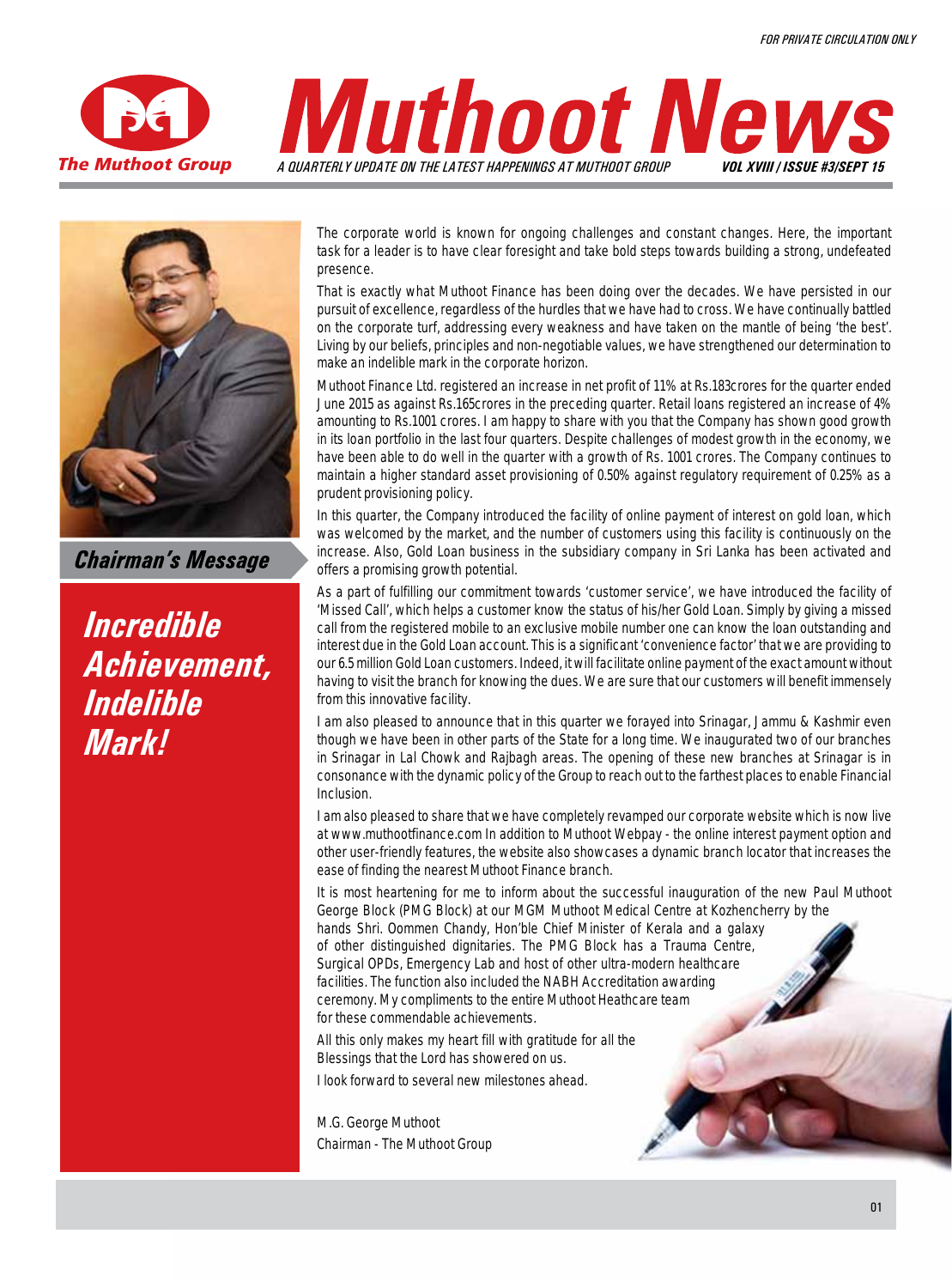FOR PRIVATE CIRCULATION ONLY

The Muthoot Group

# Muthoot News

A QUARTERLY UPDATE ON THE LATEST HAPPENINGS AT MUTHOOT GROUP

VOL XVIII / ISSUE #3/SEPT 15

## Chairman's Message

## Incredible Achievement, Indelible Mark!

The corporate world is known for ongoing challenges and constant changes. Here, the important task for a leader is to have clear foresight and take bold steps towards building a strong, undefeated presence.

That is exactly what Muthoot Finance has been doing over the decades. We have persisted in our pursuit of excellence, regardless of the hurdles that we have had to cross. We have continually battled on the corporate turf, addressing every weakness and have taken on the mantle of being 'the best'. Living by our beliefs, principles and non-negotiable values, we have strengthened our determination to make an indelible mark in the corporate horizon.

Muthoot Finance Ltd. registered an increase in net profit of 11% at Rs.183crores for the quarter ended June 2015 as against Rs.165crores in the preceding quarter. Retail loans registered an increase of 4% amounting to Rs.1001 crores. I am happy to share with you that the Company has shown good growth in its loan portfolio in the last four quarters. Despite challenges of modest growth in the economy, we have been able to do well in the quarter with a growth of Rs. 1001 crores. The Company continues to maintain a higher standard asset provisioning of 0.50% against regulatory requirement of 0.25% as a prudent provisioning policy.

In this quarter, the Company introduced the facility of online payment of interest on gold loan, which was welcomed by the market, and the number of customers using this facility is continuously on the increase. Also, Gold Loan business in the subsidiary company in Sri Lanka has been activated and offers a promising growth potential.

As a part of fulfilling our commitment towards 'customer service', we have introduced the facility of 'Missed Call', which helps a customer know the status of his/her Gold Loan. Simply by giving a missed call from the registered mobile to an exclusive mobile number one can know the loan outstanding and interest due in the Gold Loan account. This is a significant 'convenience factor' that we are providing to our 6.5 million Gold Loan customers. Indeed, it will facilitate online payment of the exact amount without having to visit the branch for knowing the dues. We are sure that our customers will benefit immensely from this innovative facility.

I am also pleased to announce that in this quarter we forayed into Srinagar, Jammu & Kashmir even though we have been in other parts of the State for a long time. We inaugurated two of our branches in Srinagar in Lal Chowk and Rajbagh areas. The opening of these new branches at Srinagar is in consonance with the dynamic policy of the Group to reach out to the farthest places to enable Financial Inclusion.

I am also pleased to share that we have completely revamped our corporate website which is now live at www.muthootfinance.com In addition to Muthoot Webpay - the online interest payment option and other user-friendly features, the website also showcases a dynamic branch locator that increases the ease of finding the nearest Muthoot Finance branch.

It is most heartening for me to inform about the successful inauguration of the new Paul Muthoot George Block (PMG Block) at our MGM Muthoot Medical Centre at Kozhencherry by the hands Shri. Oommen Chandy, Hon'ble Chief Minister of Kerala and a galaxy of other distinguished dignitaries. The PMG Block has a Trauma Centre, Surgical OPDs, Emergency Lab and host of other ultra-modern healthcare facilities. The function also included the NABH Accreditation awarding ceremony. My compliments to the entire Muthoot Heathcare team for these commendable achievements.

All this only makes my heart fill with gratitude for all the Blessings that the Lord has showered on us.

I look forward to several new milestones ahead.

M.G. George Muthoot
Chairman - The Muthoot Group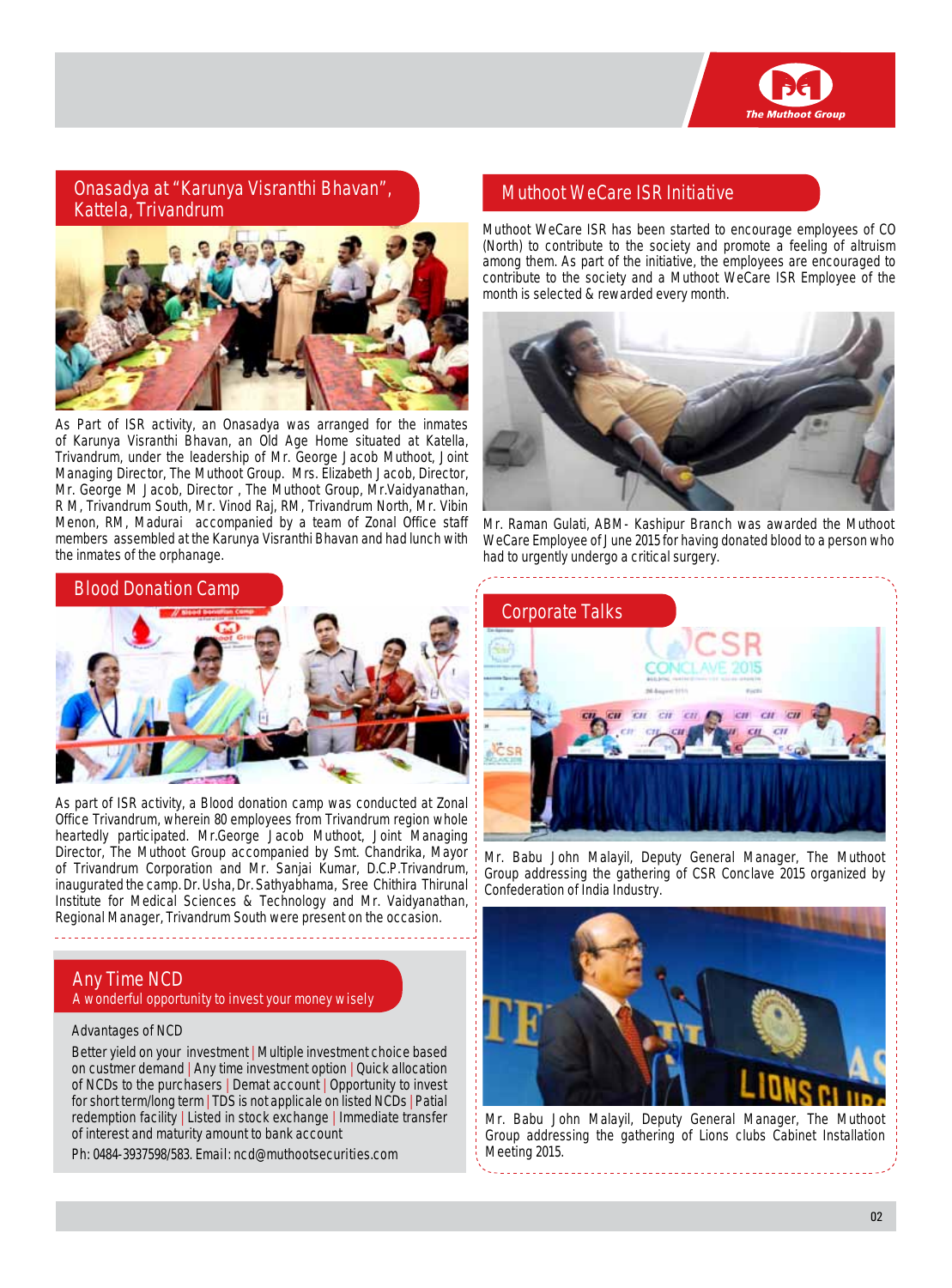## Onasadya at "Karunya Visranthi Bhavan", Kattela, Trivandrum

As Part of ISR activity, an Onasadya was arranged for the inmates of Karunya Visranthi Bhavan, an Old Age Home situated at Katella, Trivandrum, under the leadership of Mr. George Jacob Muthoot, Joint Managing Director, The Muthoot Group. Mrs. Elizabeth Jacob, Director, Mr. George M Jacob, Director , The Muthoot Group, Mr.Vaidyanathan, R M, Trivandrum South, Mr. Vinod Raj, RM, Trivandrum North, Mr. Vibin Menon, RM, Madurai accompanied by a team of Zonal Office staff members assembled at the Karunya Visranthi Bhavan and had lunch with the inmates of the orphanage.

## Blood Donation Camp

As part of ISR activity, a Blood donation camp was conducted at Zonal Office Trivandrum, wherein 80 employees from Trivandrum region whole heartedly participated. Mr.George Jacob Muthoot, Joint Managing Director, The Muthoot Group accompanied by Smt. Chandrika, Mayor of Trivandrum Corporation and Mr. Sanjai Kumar, D.C.P.Trivandrum, inaugurated the camp. Dr. Usha, Dr. Sathyabhama, Sree Chithira Thirunal Institute for Medical Sciences & Technology and Mr. Vaidyanathan, Regional Manager, Trivandrum South were present on the occasion.

## Any Time NCD

A wonderful opportunity to invest your money wisely

Advantages of NCD

Better yield on your investment | Multiple investment choice based on custmer demand | Any time investment option | Quick allocation of NCDs to the purchasers | Demat account | Opportunity to invest for short term/long term | TDS is not applicable on listed NCDs | Patial redemption facility | Listed in stock exchange | Immediate transfer of interest and maturity amount to bank account

Ph: 0484-3937598/583. Email: ncd@muthootsecurities.com

## Muthoot WeCare ISR Initiative

Muthoot WeCare ISR has been started to encourage employees of CO (North) to contribute to the society and promote a feeling of altruism among them. As part of the initiative, the employees are encouraged to contribute to the society and a Muthoot WeCare ISR Employee of the month is selected & rewarded every month.

Mr. Raman Gulati, ABM- Kashipur Branch was awarded the Muthoot WeCare Employee of June 2015 for having donated blood to a person who had to urgently undergo a critical surgery.

## Corporate Talks

Mr. Babu John Malayil, Deputy General Manager, The Muthoot Group addressing the gathering of CSR Conclave 2015 organized by Confederation of India Industry.

Mr. Babu John Malayil, Deputy General Manager, The Muthoot Group addressing the gathering of Lions clubs Cabinet Installation Meeting 2015.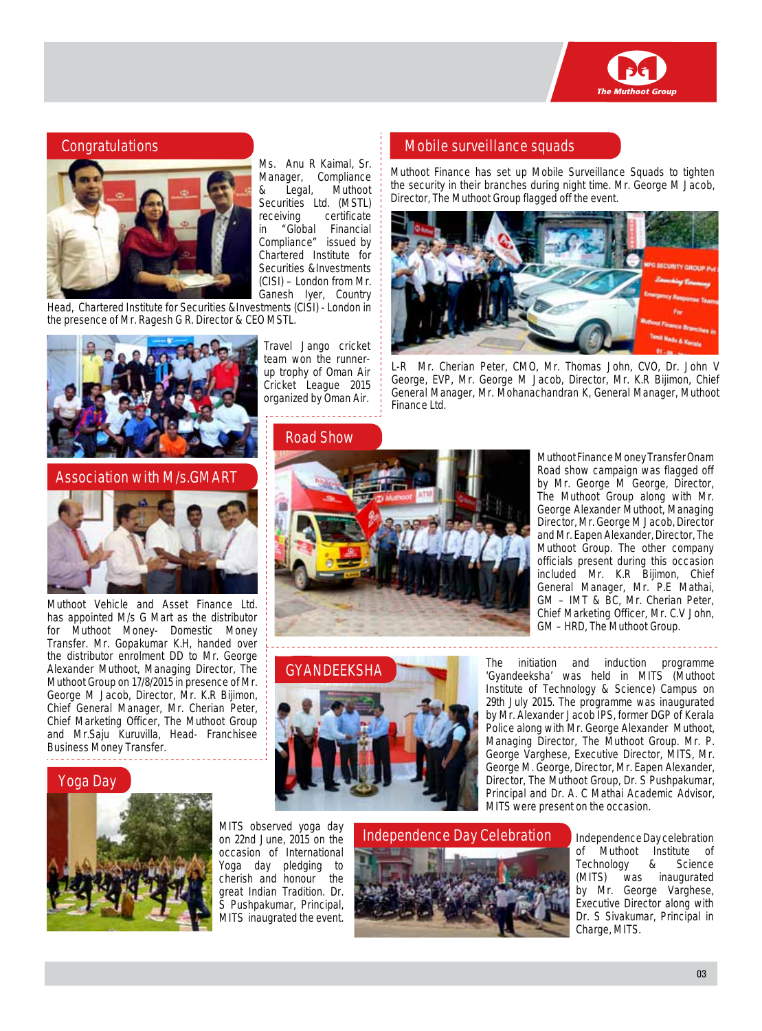## Congratulations

Ms. Anu R Kaimal, Sr. Manager, Compliance & Legal, Muthoot Securities Ltd. (MSTL) receiving certificate in "Global Financial Compliance" issued by Chartered Institute for Securities &Investments (CISI) – London from Mr. Ganesh Iyer, Country Head, Chartered Institute for Securities &Investments (CISI) - London in the presence of Mr. Ragesh G R. Director & CEO MSTL.

Travel Jango cricket team won the runner-up trophy of Oman Air Cricket League 2015 organized by Oman Air.

## Association with M/s.GMART

Muthoot Vehicle and Asset Finance Ltd. has appointed M/s G Mart as the distributor for Muthoot Money- Domestic Money Transfer. Mr. Gopakumar K.H, handed over the distributor enrolment DD to Mr. George Alexander Muthoot, Managing Director, The Muthoot Group on 17/8/2015 in presence of Mr. George M Jacob, Director, Mr. K.R Bijimon, Chief General Manager, Mr. Cherian Peter, Chief Marketing Officer, The Muthoot Group and Mr.Saju Kuruvilla, Head- Franchisee Business Money Transfer.

## Yoga Day

MITS observed yoga day on 22nd June, 2015 on the occasion of International Yoga day pledging to cherish and honour the great Indian Tradition. Dr. S Pushpakumar, Principal, MITS inaugrated the event.

## Mobile surveillance squads

Muthoot Finance has set up Mobile Surveillance Squads to tighten the security in their branches during night time. Mr. George M Jacob, Director, The Muthoot Group flagged off the event.

L-R Mr. Cherian Peter, CMO, Mr. Thomas John, CVO, Dr. John V George, EVP, Mr. George M Jacob, Director, Mr. K.R Bijimon, Chief General Manager, Mr. Mohanachandran K, General Manager, Muthoot Finance Ltd.

## Road Show

Muthoot Finance Money Transfer Onam Road show campaign was flagged off by Mr. George M George, Director, The Muthoot Group along with Mr. George Alexander Muthoot, Managing Director, Mr. George M Jacob, Director and Mr. Eapen Alexander, Director, The Muthoot Group. The other company officials present during this occasion included Mr. K.R Bijimon, Chief General Manager, Mr. P.E Mathai, GM – IMT & BC, Mr. Cherian Peter, Chief Marketing Officer, Mr. C.V John, GM – HRD, The Muthoot Group.

## GYANDEEKSHA

The initiation and induction programme 'Gyandeeksha' was held in MITS (Muthoot Institute of Technology & Science) Campus on 29th July 2015. The programme was inaugurated by Mr. Alexander Jacob IPS, former DGP of Kerala Police along with Mr. George Alexander Muthoot, Managing Director, The Muthoot Group. Mr. P. George Varghese, Executive Director, MITS, Mr. George M. George, Director, Mr. Eapen Alexander, Director, The Muthoot Group, Dr. S Pushpakumar, Principal and Dr. A. C Mathai Academic Advisor, MITS were present on the occasion.

## Independence Day Celebration

Independence Day celebration of Muthoot Institute of Technology & Science (MITS) was inaugurated by Mr. George Varghese, Executive Director along with Dr. S Sivakumar, Principal in Charge, MITS.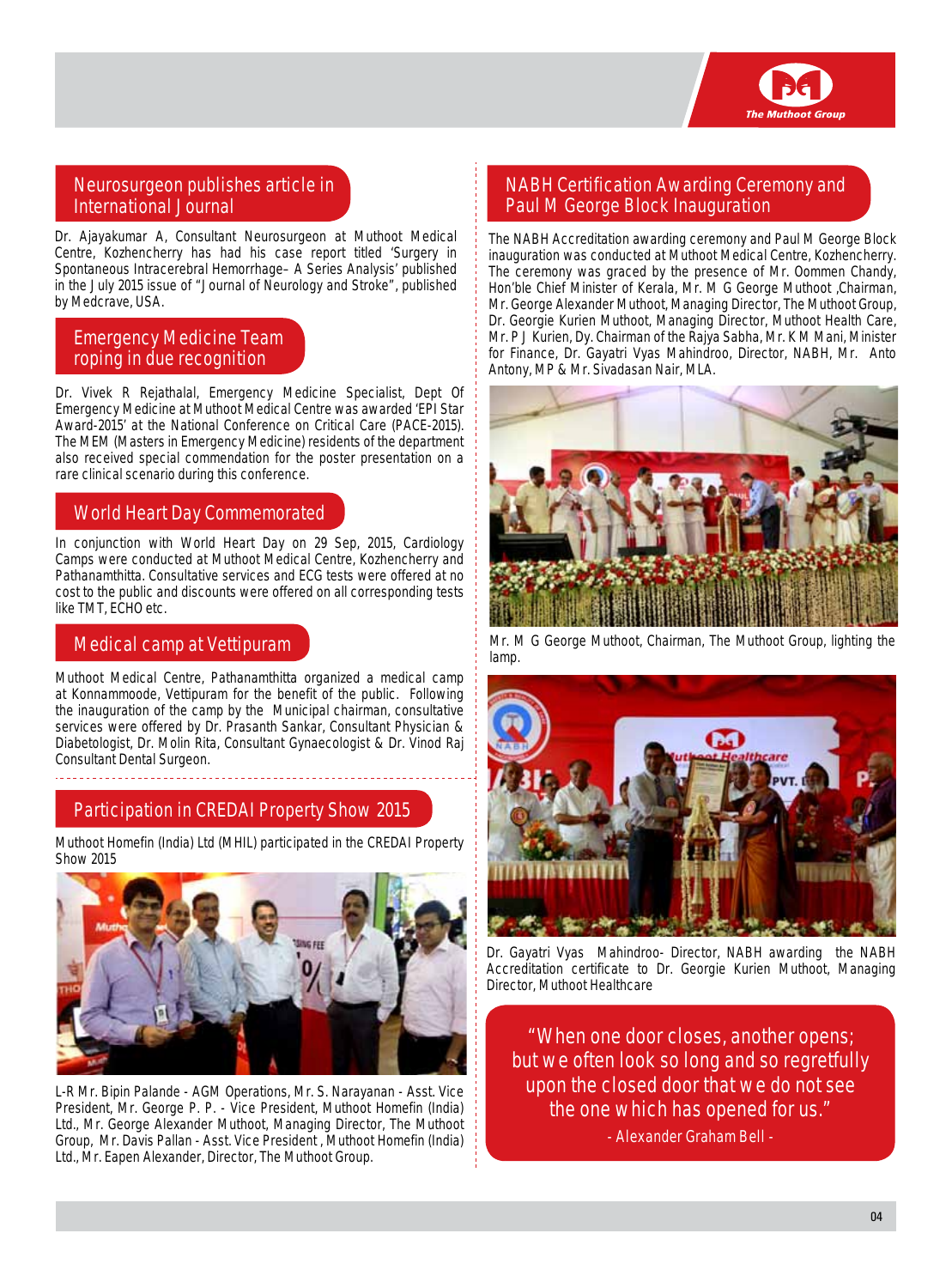## Neurosurgeon publishes article in International Journal

Dr. Ajayakumar A, Consultant Neurosurgeon at Muthoot Medical Centre, Kozhencherry has had his case report titled 'Surgery in Spontaneous Intracerebral Hemorrhage– A Series Analysis' published in the July 2015 issue of "Journal of Neurology and Stroke", published by Medcrave, USA.

## Emergency Medicine Team roping in due recognition

Dr. Vivek R Rejathalal, Emergency Medicine Specialist, Dept Of Emergency Medicine at Muthoot Medical Centre was awarded 'EPI Star Award-2015' at the National Conference on Critical Care (PACE-2015). The MEM (Masters in Emergency Medicine) residents of the department also received special commendation for the poster presentation on a rare clinical scenario during this conference.

## World Heart Day Commemorated

In conjunction with World Heart Day on 29 Sep, 2015, Cardiology Camps were conducted at Muthoot Medical Centre, Kozhencherry and Pathanamthitta. Consultative services and ECG tests were offered at no cost to the public and discounts were offered on all corresponding tests like TMT, ECHO etc.

## Medical camp at Vettipuram

Muthoot Medical Centre, Pathanamthitta organized a medical camp at Konnammoode, Vettipuram for the benefit of the public. Following the inauguration of the camp by the Municipal chairman, consultative services were offered by Dr. Prasanth Sankar, Consultant Physician & Diabetologist, Dr. Molin Rita, Consultant Gynaecologist & Dr. Vinod Raj Consultant Dental Surgeon.

## Participation in CREDAI Property Show 2015

Muthoot Homefin (India) Ltd (MHIL) participated in the CREDAI Property Show 2015

L-R Mr. Bipin Palande - AGM Operations, Mr. S. Narayanan - Asst. Vice President, Mr. George P. P. - Vice President, Muthoot Homefin (India) Ltd., Mr. George Alexander Muthoot, Managing Director, The Muthoot Group, Mr. Davis Pallan - Asst. Vice President , Muthoot Homefin (India) Ltd., Mr. Eapen Alexander, Director, The Muthoot Group.

## NABH Certification Awarding Ceremony and Paul M George Block Inauguration

The NABH Accreditation awarding ceremony and Paul M George Block inauguration was conducted at Muthoot Medical Centre, Kozhencherry. The ceremony was graced by the presence of Mr. Oommen Chandy, Hon'ble Chief Minister of Kerala, Mr. M G George Muthoot ,Chairman, Mr. George Alexander Muthoot, Managing Director, The Muthoot Group, Dr. Georgie Kurien Muthoot, Managing Director, Muthoot Health Care, Mr. P J Kurien, Dy. Chairman of the Rajya Sabha, Mr. K M Mani, Minister for Finance, Dr. Gayatri Vyas Mahindroo, Director, NABH, Mr. Anto Antony, MP & Mr. Sivadasan Nair, MLA.

Mr. M G George Muthoot, Chairman, The Muthoot Group, lighting the lamp.

Dr. Gayatri Vyas Mahindroo- Director, NABH awarding the NABH Accreditation certificate to Dr. Georgie Kurien Muthoot, Managing Director, Muthoot Healthcare

> "When one door closes, another opens; but we often look so long and so regretfully upon the closed door that we do not see the one which has opened for us."
>
> - Alexander Graham Bell -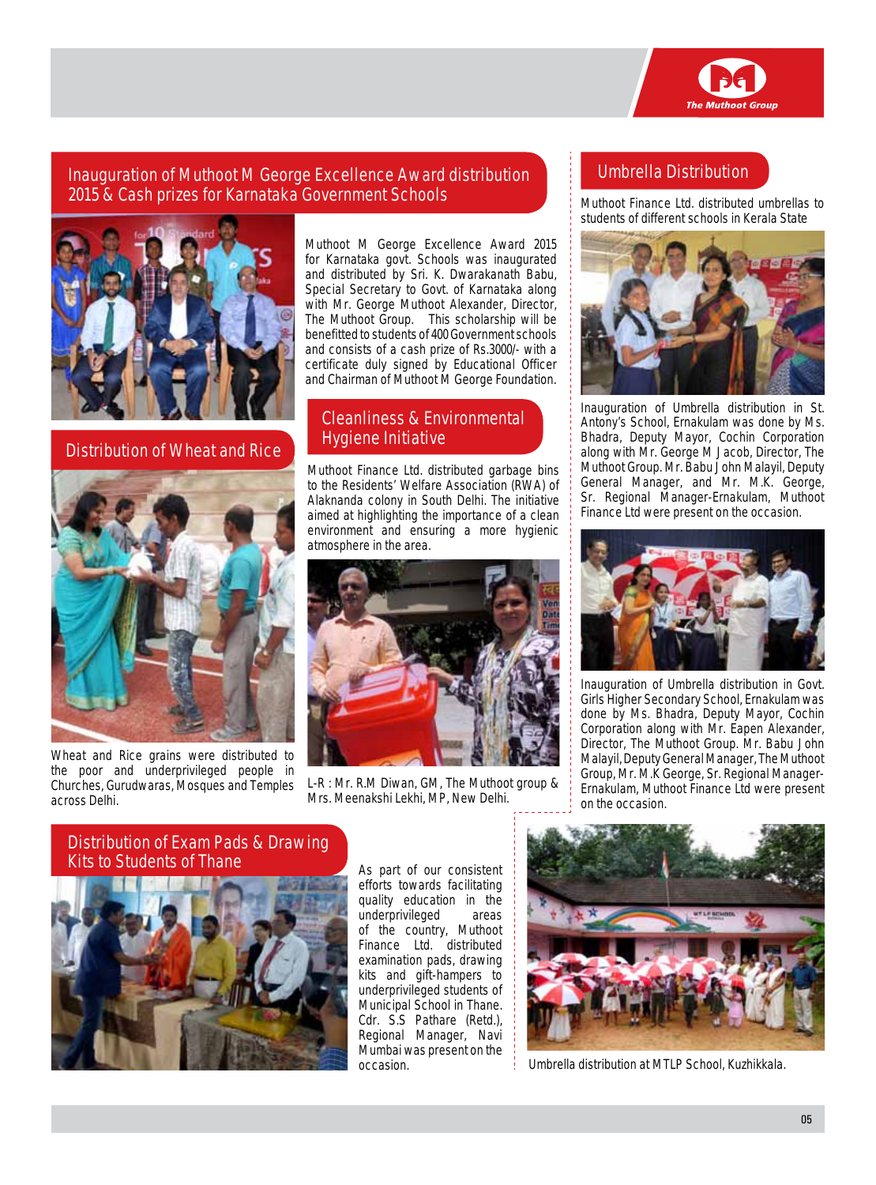## Inauguration of Muthoot M George Excellence Award distribution 2015 & Cash prizes for Karnataka Government Schools

Muthoot M George Excellence Award 2015 for Karnataka govt. Schools was inaugurated and distributed by Sri. K. Dwarakanath Babu, Special Secretary to Govt. of Karnataka along with Mr. George Muthoot Alexander, Director, The Muthoot Group. This scholarship will be benefitted to students of 400 Government schools and consists of a cash prize of Rs.3000/- with a certificate duly signed by Educational Officer and Chairman of Muthoot M George Foundation.

## Distribution of Wheat and Rice

Wheat and Rice grains were distributed to the poor and underprivileged people in Churches, Gurudwaras, Mosques and Temples across Delhi.

## Cleanliness & Environmental Hygiene Initiative

Muthoot Finance Ltd. distributed garbage bins to the Residents' Welfare Association (RWA) of Alaknanda colony in South Delhi. The initiative aimed at highlighting the importance of a clean environment and ensuring a more hygienic atmosphere in the area.

L-R : Mr. R.M Diwan, GM, The Muthoot group & Mrs. Meenakshi Lekhi, MP, New Delhi.

## Umbrella Distribution

Muthoot Finance Ltd. distributed umbrellas to students of different schools in Kerala State

Inauguration of Umbrella distribution in St. Antony's School, Ernakulam was done by Ms. Bhadra, Deputy Mayor, Cochin Corporation along with Mr. George M Jacob, Director, The Muthoot Group. Mr. Babu John Malayil, Deputy General Manager, and Mr. M.K. George, Sr. Regional Manager-Ernakulam, Muthoot Finance Ltd were present on the occasion.

Inauguration of Umbrella distribution in Govt. Girls Higher Secondary School, Ernakulam was done by Ms. Bhadra, Deputy Mayor, Cochin Corporation along with Mr. Eapen Alexander, Director, The Muthoot Group. Mr. Babu John Malayil, Deputy General Manager, The Muthoot Group, Mr. M.K George, Sr. Regional Manager-Ernakulam, Muthoot Finance Ltd were present on the occasion.

## Distribution of Exam Pads & Drawing Kits to Students of Thane

As part of our consistent efforts towards facilitating quality education in the underprivileged areas of the country, Muthoot Finance Ltd. distributed examination pads, drawing kits and gift-hampers to underprivileged students of Municipal School in Thane. Cdr. S.S Pathare (Retd.), Regional Manager, Navi Mumbai was present on the occasion.

Umbrella distribution at MTLP School, Kuzhikkala.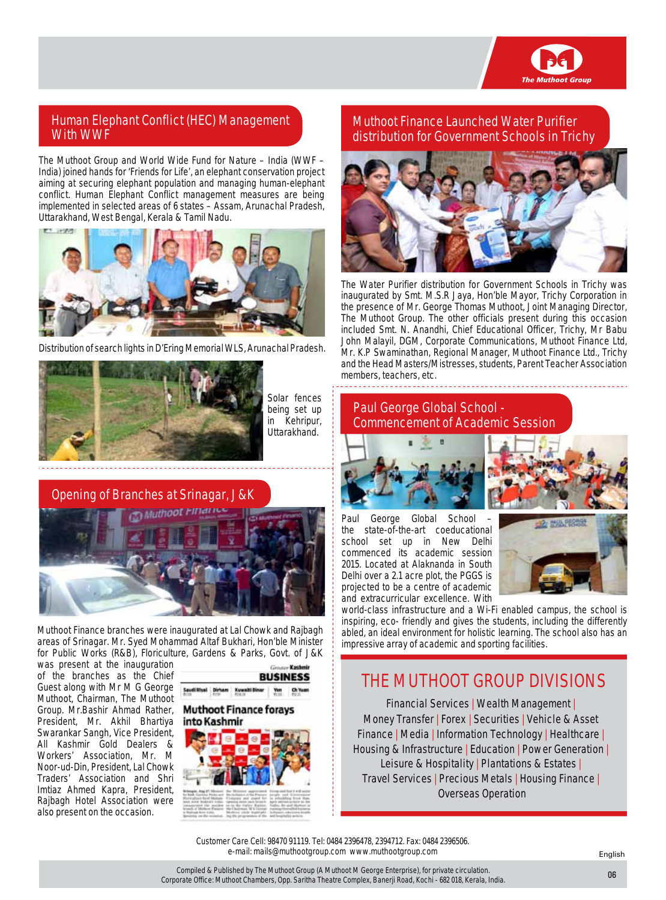## Human Elephant Conflict (HEC) Management With WWF

The Muthoot Group and World Wide Fund for Nature – India (WWF – India) joined hands for 'Friends for Life', an elephant conservation project aiming at securing elephant population and managing human-elephant conflict. Human Elephant Conflict management measures are being implemented in selected areas of 6 states – Assam, Arunachal Pradesh, Uttarakhand, West Bengal, Kerala & Tamil Nadu.

Distribution of search lights in D'Ering Memorial WLS, Arunachal Pradesh.

Solar fences being set up in Kehripur, Uttarakhand.

## Opening of Branches at Srinagar, J&K

Muthoot Finance branches were inaugurated at Lal Chowk and Rajbagh areas of Srinagar. Mr. Syed Mohammad Altaf Bukhari, Hon'ble Minister for Public Works (R&B), Floriculture, Gardens & Parks, Govt. of J&K was present at the inauguration of the branches as the Chief Guest along with Mr M G George Muthoot, Chairman, The Muthoot Group. Mr.Bashir Ahmad Rather, President, Mr. Akhil Bhartiya Swarankar Sangh, Vice President, All Kashmir Gold Dealers & Workers' Association, Mr. M Noor-ud-Din, President, Lal Chowk Traders' Association and Shri Imtiaz Ahmed Kapra, President, Rajbagh Hotel Association were also present on the occasion.

## Muthoot Finance Launched Water Purifier distribution for Government Schools in Trichy

The Water Purifier distribution for Government Schools in Trichy was inaugurated by Smt. M.S.R Jaya, Hon'ble Mayor, Trichy Corporation in the presence of Mr. George Thomas Muthoot, Joint Managing Director, The Muthoot Group. The other officials present during this occasion included Smt. N. Anandhi, Chief Educational Officer, Trichy, Mr Babu John Malayil, DGM, Corporate Communications, Muthoot Finance Ltd, Mr. K.P Swaminathan, Regional Manager, Muthoot Finance Ltd., Trichy and the Head Masters/Mistresses, students, Parent Teacher Association members, teachers, etc.

## Paul George Global School - Commencement of Academic Session

Paul George Global School – the state-of-the-art coeducational school set up in New Delhi commenced its academic session 2015. Located at Alaknanda in South Delhi over a 2.1 acre plot, the PGGS is projected to be a centre of academic and extracurricular excellence. With world-class infrastructure and a Wi-Fi enabled campus, the school is inspiring, eco- friendly and gives the students, including the differently abled, an ideal environment for holistic learning. The school also has an impressive array of academic and sporting facilities.

## THE MUTHOOT GROUP DIVISIONS

Financial Services | Wealth Management | Money Transfer | Forex | Securities | Vehicle & Asset Finance | Media | Information Technology | Healthcare | Housing & Infrastructure | Education | Power Generation | Leisure & Hospitality | Plantations & Estates | Travel Services | Precious Metals | Housing Finance | Overseas Operation

Customer Care Cell: 98470 91119. Tel: 0484 2396478, 2394712. Fax: 0484 2396506.
e-mail: mails@muthootgroup.com www.muthootgroup.com

Compiled & Published by The Muthoot Group (A Muthoot M George Enterprise), for private circulation.
Corporate Office: Muthoot Chambers, Opp. Saritha Theatre Complex, Banerji Road, Kochi - 682 018, Kerala, India.